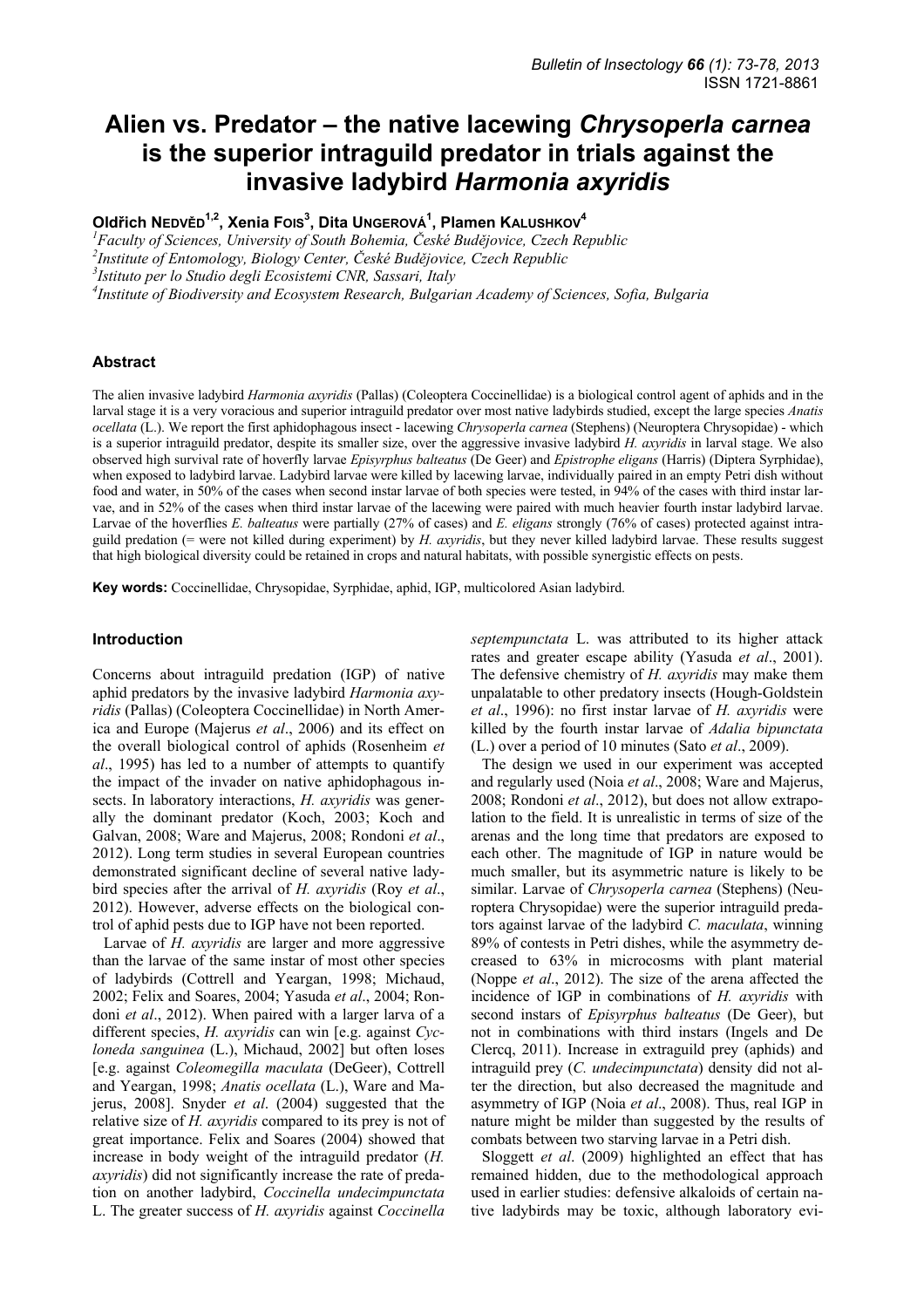# Alien vs. Predator – the native lacewing *Chrysoperla carnea* is the superior intraguild predator in trials against the invasive ladybird *Harmonia axyridis*

**Oldřich Nedvěd**[1,2], **Xenia Fois**[3], **Dita Ungerová**[1], **Plamen Kalushkov**[4]

[1]*Faculty of Sciences, University of South Bohemia, České Budějovice, Czech Republic*
[2]*Institute of Entomology, Biology Center, České Budějovice, Czech Republic*
[3]*Istituto per lo Studio degli Ecosistemi CNR, Sassari, Italy*
[4]*Institute of Biodiversity and Ecosystem Research, Bulgarian Academy of Sciences, Sofia, Bulgaria*

## Abstract

The alien invasive ladybird *Harmonia axyridis* (Pallas) (Coleoptera Coccinellidae) is a biological control agent of aphids and in the larval stage it is a very voracious and superior intraguild predator over most native ladybirds studied, except the large species *Anatis ocellata* (L.). We report the first aphidophagous insect - lacewing *Chrysoperla carnea* (Stephens) (Neuroptera Chrysopidae) - which is a superior intraguild predator, despite its smaller size, over the aggressive invasive ladybird *H. axyridis* in larval stage. We also observed high survival rate of hoverfly larvae *Episyrphus balteatus* (De Geer) and *Epistrophe eligans* (Harris) (Diptera Syrphidae), when exposed to ladybird larvae. Ladybird larvae were killed by lacewing larvae, individually paired in an empty Petri dish without food and water, in 50% of the cases when second instar larvae of both species were tested, in 94% of the cases with third instar larvae, and in 52% of the cases when third instar larvae of the lacewing were paired with much heavier fourth instar ladybird larvae. Larvae of the hoverflies *E. balteatus* were partially (27% of cases) and *E. eligans* strongly (76% of cases) protected against intraguild predation (= were not killed during experiment) by *H. axyridis*, but they never killed ladybird larvae. These results suggest that high biological diversity could be retained in crops and natural habitats, with possible synergistic effects on pests.

**Key words:** Coccinellidae, Chrysopidae, Syrphidae, aphid, IGP, multicolored Asian ladybird.

## Introduction

Concerns about intraguild predation (IGP) of native aphid predators by the invasive ladybird *Harmonia axyridis* (Pallas) (Coleoptera Coccinellidae) in North America and Europe (Majerus *et al*., 2006) and its effect on the overall biological control of aphids (Rosenheim *et al*., 1995) has led to a number of attempts to quantify the impact of the invader on native aphidophagous insects. In laboratory interactions, *H. axyridis* was generally the dominant predator (Koch, 2003; Koch and Galvan, 2008; Ware and Majerus, 2008; Rondoni *et al*., 2012). Long term studies in several European countries demonstrated significant decline of several native ladybird species after the arrival of *H. axyridis* (Roy *et al*., 2012). However, adverse effects on the biological control of aphid pests due to IGP have not been reported.

Larvae of *H. axyridis* are larger and more aggressive than the larvae of the same instar of most other species of ladybirds (Cottrell and Yeargan, 1998; Michaud, 2002; Felix and Soares, 2004; Yasuda *et al*., 2004; Rondoni *et al*., 2012). When paired with a larger larva of a different species, *H. axyridis* can win [e.g. against *Cycloneda sanguinea* (L.), Michaud, 2002] but often loses [e.g. against *Coleomegilla maculata* (DeGeer), Cottrell and Yeargan, 1998; *Anatis ocellata* (L.), Ware and Majerus, 2008]. Snyder *et al*. (2004) suggested that the relative size of *H. axyridis* compared to its prey is not of great importance. Felix and Soares (2004) showed that increase in body weight of the intraguild predator (*H. axyridis*) did not significantly increase the rate of predation on another ladybird, *Coccinella undecimpunctata* L. The greater success of *H. axyridis* against *Coccinella septempunctata* L. was attributed to its higher attack rates and greater escape ability (Yasuda *et al*., 2001). The defensive chemistry of *H. axyridis* may make them unpalatable to other predatory insects (Hough-Goldstein *et al*., 1996): no first instar larvae of *H. axyridis* were killed by the fourth instar larvae of *Adalia bipunctata* (L.) over a period of 10 minutes (Sato *et al*., 2009).

The design we used in our experiment was accepted and regularly used (Noia *et al*., 2008; Ware and Majerus, 2008; Rondoni *et al*., 2012), but does not allow extrapolation to the field. It is unrealistic in terms of size of the arenas and the long time that predators are exposed to each other. The magnitude of IGP in nature would be much smaller, but its asymmetric nature is likely to be similar. Larvae of *Chrysoperla carnea* (Stephens) (Neuroptera Chrysopidae) were the superior intraguild predators against larvae of the ladybird *C. maculata*, winning 89% of contests in Petri dishes, while the asymmetry decreased to 63% in microcosms with plant material (Noppe *et al*., 2012). The size of the arena affected the incidence of IGP in combinations of *H. axyridis* with second instars of *Episyrphus balteatus* (De Geer), but not in combinations with third instars (Ingels and De Clercq, 2011). Increase in extraguild prey (aphids) and intraguild prey (*C. undecimpunctata*) density did not alter the direction, but also decreased the magnitude and asymmetry of IGP (Noia *et al*., 2008). Thus, real IGP in nature might be milder than suggested by the results of combats between two starving larvae in a Petri dish.

Sloggett *et al*. (2009) highlighted an effect that has remained hidden, due to the methodological approach used in earlier studies: defensive alkaloids of certain native ladybirds may be toxic, although laboratory evi-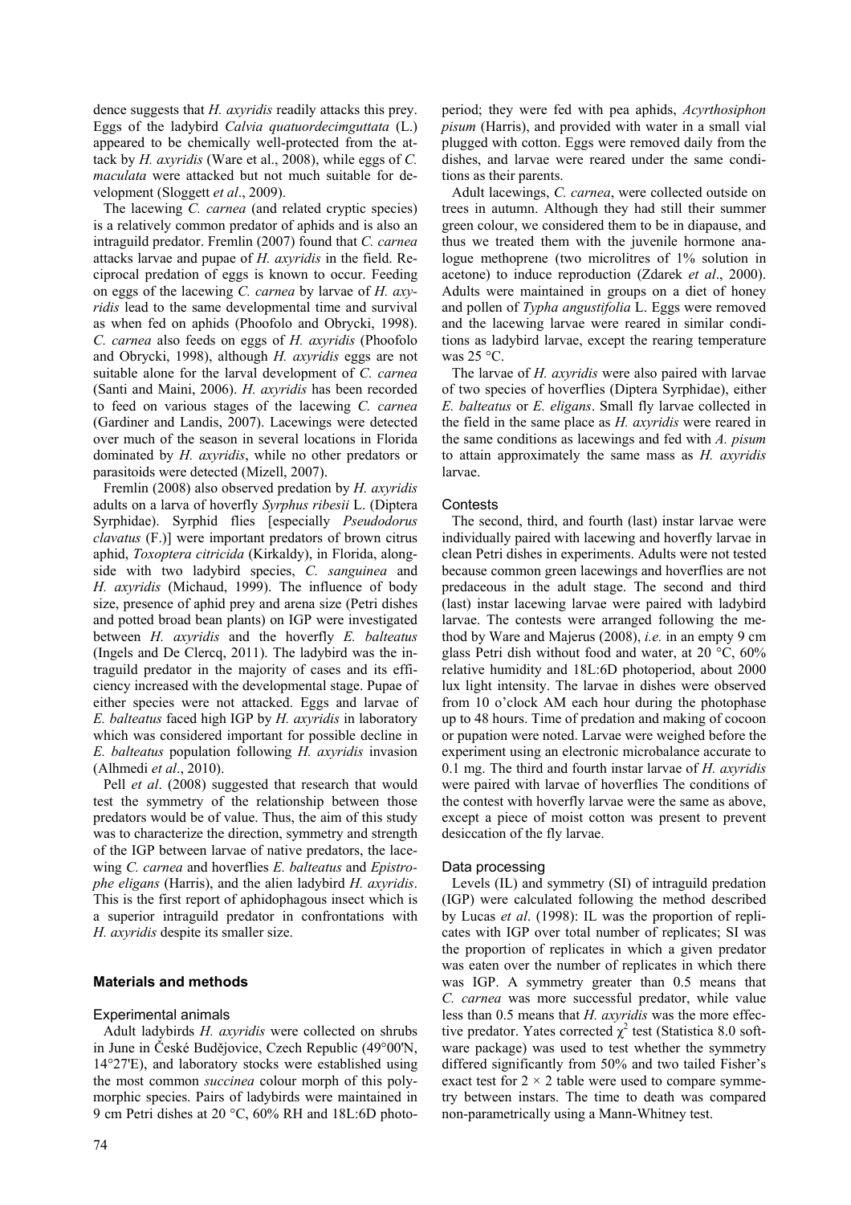dence suggests that *H. axyridis* readily attacks this prey. Eggs of the ladybird *Calvia quatuordecimguttata* (L.) appeared to be chemically well-protected from the attack by *H. axyridis* (Ware et al., 2008), while eggs of *C. maculata* were attacked but not much suitable for development (Sloggett *et al*., 2009).

The lacewing *C. carnea* (and related cryptic species) is a relatively common predator of aphids and is also an intraguild predator. Fremlin (2007) found that *C. carnea* attacks larvae and pupae of *H. axyridis* in the field. Reciprocal predation of eggs is known to occur. Feeding on eggs of the lacewing *C. carnea* by larvae of *H. axyridis* lead to the same developmental time and survival as when fed on aphids (Phoofolo and Obrycki, 1998). *C. carnea* also feeds on eggs of *H. axyridis* (Phoofolo and Obrycki, 1998), although *H. axyridis* eggs are not suitable alone for the larval development of *C. carnea* (Santi and Maini, 2006). *H. axyridis* has been recorded to feed on various stages of the lacewing *C. carnea* (Gardiner and Landis, 2007). Lacewings were detected over much of the season in several locations in Florida dominated by *H. axyridis*, while no other predators or parasitoids were detected (Mizell, 2007).

Fremlin (2008) also observed predation by *H. axyridis* adults on a larva of hoverfly *Syrphus ribesii* L. (Diptera Syrphidae). Syrphid flies [especially *Pseudodorus clavatus* (F.)] were important predators of brown citrus aphid, *Toxoptera citricida* (Kirkaldy), in Florida, alongside with two ladybird species, *C. sanguinea* and *H. axyridis* (Michaud, 1999). The influence of body size, presence of aphid prey and arena size (Petri dishes and potted broad bean plants) on IGP were investigated between *H. axyridis* and the hoverfly *E. balteatus* (Ingels and De Clercq, 2011). The ladybird was the intraguild predator in the majority of cases and its efficiency increased with the developmental stage. Pupae of either species were not attacked. Eggs and larvae of *E. balteatus* faced high IGP by *H. axyridis* in laboratory which was considered important for possible decline in *E. balteatus* population following *H. axyridis* invasion (Alhmedi *et al*., 2010).

Pell *et al*. (2008) suggested that research that would test the symmetry of the relationship between those predators would be of value. Thus, the aim of this study was to characterize the direction, symmetry and strength of the IGP between larvae of native predators, the lacewing *C. carnea* and hoverflies *E. balteatus* and *Epistrophe eligans* (Harris), and the alien ladybird *H. axyridis*. This is the first report of aphidophagous insect which is a superior intraguild predator in confrontations with *H. axyridis* despite its smaller size.

## Materials and methods

### Experimental animals

Adult ladybirds *H. axyridis* were collected on shrubs in June in České Budějovice, Czech Republic (49°00'N, 14°27'E), and laboratory stocks were established using the most common *succinea* colour morph of this polymorphic species. Pairs of ladybirds were maintained in 9 cm Petri dishes at 20 °C, 60% RH and 18L:6D photoperiod; they were fed with pea aphids, *Acyrthosiphon pisum* (Harris), and provided with water in a small vial plugged with cotton. Eggs were removed daily from the dishes, and larvae were reared under the same conditions as their parents.

Adult lacewings, *C. carnea*, were collected outside on trees in autumn. Although they had still their summer green colour, we considered them to be in diapause, and thus we treated them with the juvenile hormone analogue methoprene (two microlitres of 1% solution in acetone) to induce reproduction (Zdarek *et al*., 2000). Adults were maintained in groups on a diet of honey and pollen of *Typha angustifolia* L. Eggs were removed and the lacewing larvae were reared in similar conditions as ladybird larvae, except the rearing temperature was 25 °C.

The larvae of *H. axyridis* were also paired with larvae of two species of hoverflies (Diptera Syrphidae), either *E. balteatus* or *E. eligans*. Small fly larvae collected in the field in the same place as *H. axyridis* were reared in the same conditions as lacewings and fed with *A. pisum* to attain approximately the same mass as *H. axyridis* larvae.

### Contests

The second, third, and fourth (last) instar larvae were individually paired with lacewing and hoverfly larvae in clean Petri dishes in experiments. Adults were not tested because common green lacewings and hoverflies are not predaceous in the adult stage. The second and third (last) instar lacewing larvae were paired with ladybird larvae. The contests were arranged following the method by Ware and Majerus (2008), *i.e.* in an empty 9 cm glass Petri dish without food and water, at 20 °C, 60% relative humidity and 18L:6D photoperiod, about 2000 lux light intensity. The larvae in dishes were observed from 10 o'clock AM each hour during the photophase up to 48 hours. Time of predation and making of cocoon or pupation were noted. Larvae were weighed before the experiment using an electronic microbalance accurate to 0.1 mg. The third and fourth instar larvae of *H. axyridis* were paired with larvae of hoverflies The conditions of the contest with hoverfly larvae were the same as above, except a piece of moist cotton was present to prevent desiccation of the fly larvae.

### Data processing

Levels (IL) and symmetry (SI) of intraguild predation (IGP) were calculated following the method described by Lucas *et al*. (1998): IL was the proportion of replicates with IGP over total number of replicates; SI was the proportion of replicates in which a given predator was eaten over the number of replicates in which there was IGP. A symmetry greater than 0.5 means that *C. carnea* was more successful predator, while value less than 0.5 means that *H. axyridis* was the more effective predator. Yates corrected $\chi^2$ test (Statistica 8.0 software package) was used to test whether the symmetry differed significantly from 50% and two tailed Fisher's exact test for $2 \times 2$ table were used to compare symmetry between instars. The time to death was compared non-parametrically using a Mann-Whitney test.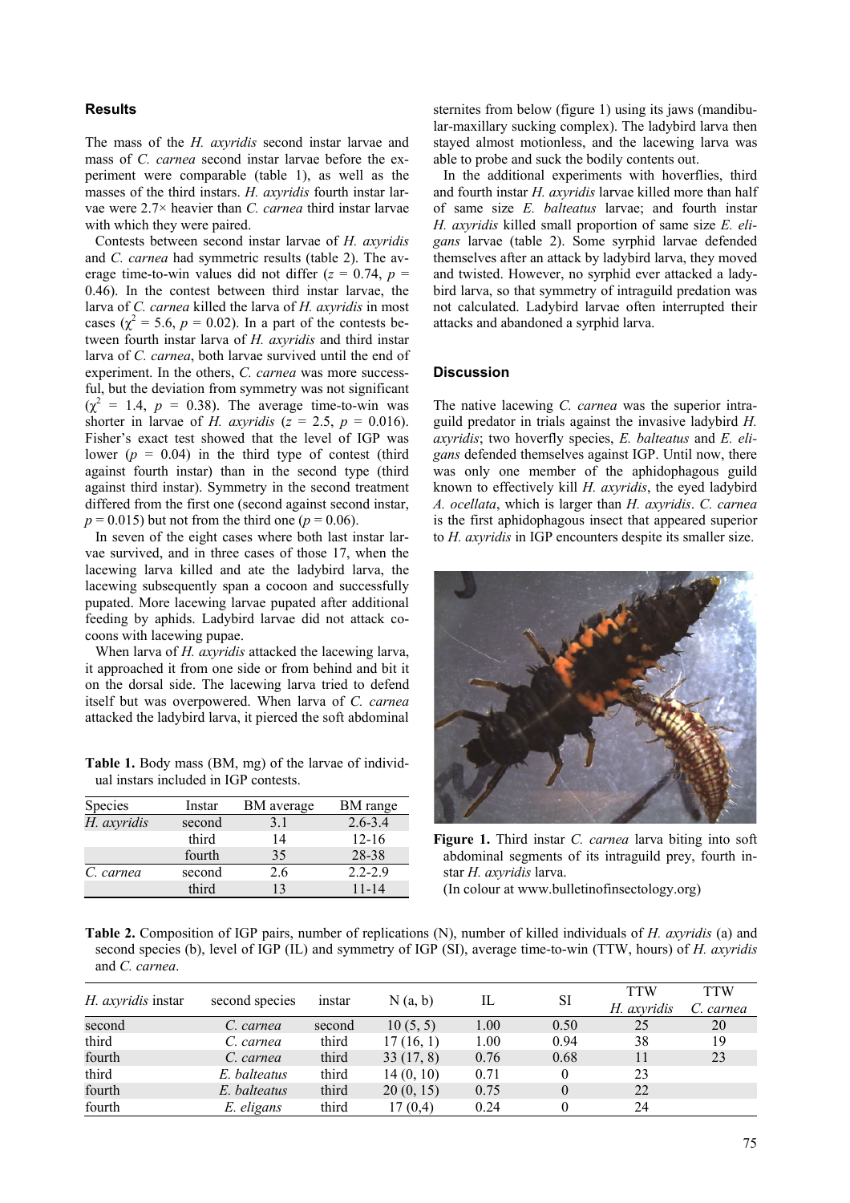## Results

The mass of the *H. axyridis* second instar larvae and mass of *C. carnea* second instar larvae before the experiment were comparable (table 1), as well as the masses of the third instars. *H. axyridis* fourth instar larvae were 2.7× heavier than *C. carnea* third instar larvae with which they were paired.

Contests between second instar larvae of *H. axyridis* and *C. carnea* had symmetric results (table 2). The average time-to-win values did not differ ($z$ = 0.74, $p$ = 0.46). In the contest between third instar larvae, the larva of *C. carnea* killed the larva of *H. axyridis* in most cases ($\chi^2$ = 5.6, $p$ = 0.02). In a part of the contests between fourth instar larva of *H. axyridis* and third instar larva of *C. carnea*, both larvae survived until the end of experiment. In the others, *C. carnea* was more successful, but the deviation from symmetry was not significant ($\chi^2$ = 1.4, $p$ = 0.38). The average time-to-win was shorter in larvae of *H. axyridis* ($z$ = 2.5, $p$ = 0.016). Fisher's exact test showed that the level of IGP was lower ($p$ = 0.04) in the third type of contest (third against fourth instar) than in the second type (third against third instar). Symmetry in the second treatment differed from the first one (second against second instar, $p$ = 0.015) but not from the third one ($p$ = 0.06).

In seven of the eight cases where both last instar larvae survived, and in three cases of those 17, when the lacewing larva killed and ate the ladybird larva, the lacewing subsequently span a cocoon and successfully pupated. More lacewing larvae pupated after additional feeding by aphids. Ladybird larvae did not attack cocoons with lacewing pupae.

When larva of *H. axyridis* attacked the lacewing larva, it approached it from one side or from behind and bit it on the dorsal side. The lacewing larva tried to defend itself but was overpowered. When larva of *C. carnea* attacked the ladybird larva, it pierced the soft abdominal sternites from below (figure 1) using its jaws (mandibular-maxillary sucking complex). The ladybird larva then stayed almost motionless, and the lacewing larva was able to probe and suck the bodily contents out.

In the additional experiments with hoverflies, third and fourth instar *H. axyridis* larvae killed more than half of same size *E. balteatus* larvae; and fourth instar *H. axyridis* killed small proportion of same size *E. eligans* larvae (table 2). Some syrphid larvae defended themselves after an attack by ladybird larva, they moved and twisted. However, no syrphid ever attacked a ladybird larva, so that symmetry of intraguild predation was not calculated. Ladybird larvae often interrupted their attacks and abandoned a syrphid larva.

**Table 1.** Body mass (BM, mg) of the larvae of individual instars included in IGP contests.

| Species | Instar | BM average | BM range |
|---|---|---|---|
| *H. axyridis* | second | 3.1 | 2.6-3.4 |
| | third | 14 | 12-16 |
| | fourth | 35 | 28-38 |
| *C. carnea* | second | 2.6 | 2.2-2.9 |
| | third | 13 | 11-14 |

## Discussion

The native lacewing *C. carnea* was the superior intraguild predator in trials against the invasive ladybird *H. axyridis*; two hoverfly species, *E. balteatus* and *E. eligans* defended themselves against IGP. Until now, there was only one member of the aphidophagous guild known to effectively kill *H. axyridis*, the eyed ladybird *A. ocellata*, which is larger than *H. axyridis*. *C. carnea* is the first aphidophagous insect that appeared superior to *H. axyridis* in IGP encounters despite its smaller size.

**Figure 1.** Third instar *C. carnea* larva biting into soft abdominal segments of its intraguild prey, fourth instar *H. axyridis* larva.
(In colour at www.bulletinofinsectology.org)

**Table 2.** Composition of IGP pairs, number of replications (N), number of killed individuals of *H. axyridis* (a) and second species (b), level of IGP (IL) and symmetry of IGP (SI), average time-to-win (TTW, hours) of *H. axyridis* and *C. carnea*.

| *H. axyridis* instar | second species | instar | N (a, b) | IL | SI | TTW *H. axyridis* | TTW *C. carnea* |
|---|---|---|---|---|---|---|---|
| second | *C. carnea* | second | 10 (5, 5) | 1.00 | 0.50 | 25 | 20 |
| third | *C. carnea* | third | 17 (16, 1) | 1.00 | 0.94 | 38 | 19 |
| fourth | *C. carnea* | third | 33 (17, 8) | 0.76 | 0.68 | 11 | 23 |
| third | *E. balteatus* | third | 14 (0, 10) | 0.71 | 0 | 23 | |
| fourth | *E. balteatus* | third | 20 (0, 15) | 0.75 | 0 | 22 | |
| fourth | *E. eligans* | third | 17 (0,4) | 0.24 | 0 | 24 | |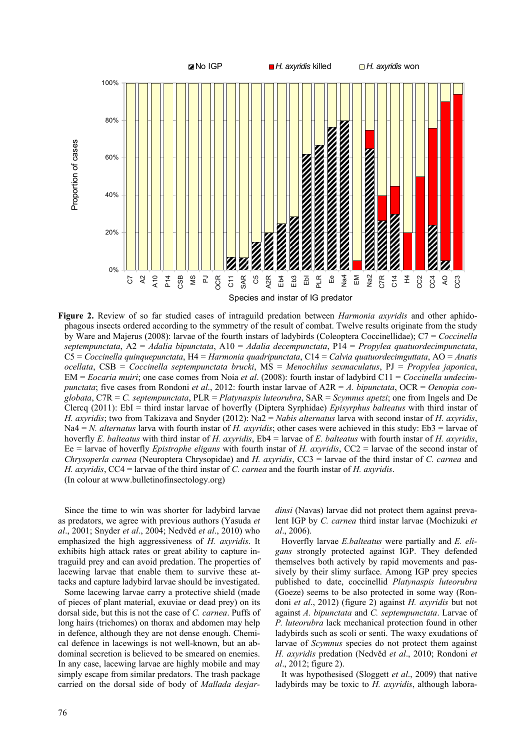**Figure 2.** Review of so far studied cases of intraguild predation between *Harmonia axyridis* and other aphidophagous insects ordered according to the symmetry of the result of combat. Twelve results originate from the study by Ware and Majerus (2008): larvae of the fourth instars of ladybirds (Coleoptera Coccinellidae); C7 = *Coccinella septempunctata*, A2 = *Adalia bipunctata*, A10 = *Adalia decempunctata*, P14 = *Propylea quatuordecimpunctata*, C5 = *Coccinella quinquepunctata*, H4 = *Harmonia quadripunctata*, C14 = *Calvia quatuordecimguttata*, AO = *Anatis ocellata*, CSB = *Coccinella septempunctata brucki*, MS = *Menochilus sexmaculatus*, PJ = *Propylea japonica*, EM = *Eocaria muiri*; one case comes from Noia *et al*. (2008): fourth instar of ladybird C11 = *Coccinella undecimpunctata*; five cases from Rondoni *et al*., 2012: fourth instar larvae of A2R = *A. bipunctata*, OCR = *Oenopia conglobata*, C7R = *C. septempunctata*, PLR = *Platynaspis luteorubra*, SAR = *Scymnus apetzi*; one from Ingels and De Clercq (2011): EbI = third instar larvae of hoverfly (Diptera Syrphidae) *Episyrphus balteatus* with third instar of *H. axyridis*; two from Takizava and Snyder (2012): Na2 = *Nabis alternatus* larva with second instar of *H. axyridis*, Na4 = *N. alternatus* larva with fourth instar of *H. axyridis*; other cases were achieved in this study: Eb3 = larvae of hoverfly *E. balteatus* with third instar of *H. axyridis*, Eb4 = larvae of *E. balteatus* with fourth instar of *H. axyridis*, Ee = larvae of hoverfly *Epistrophe eligans* with fourth instar of *H. axyridis*, CC2 = larvae of the second instar of *Chrysoperla carnea* (Neuroptera Chrysopidae) and *H. axyridis*, CC3 = larvae of the third instar of *C. carnea* and *H. axyridis*, CC4 = larvae of the third instar of *C. carnea* and the fourth instar of *H. axyridis*.
(In colour at www.bulletinofinsectology.org)

Since the time to win was shorter for ladybird larvae as predators, we agree with previous authors (Yasuda *et al*., 2001; Snyder *et al*., 2004; Nedvěd *et al*., 2010) who emphasized the high aggressiveness of *H. axyridis*. It exhibits high attack rates or great ability to capture intraguild prey and can avoid predation. The properties of lacewing larvae that enable them to survive these attacks and capture ladybird larvae should be investigated.

Some lacewing larvae carry a protective shield (made of pieces of plant material, exuviae or dead prey) on its dorsal side, but this is not the case of *C. carnea*. Puffs of long hairs (trichomes) on thorax and abdomen may help in defence, although they are not dense enough. Chemical defence in lacewings is not well-known, but an abdominal secretion is believed to be smeared on enemies. In any case, lacewing larvae are highly mobile and may simply escape from similar predators. The trash package carried on the dorsal side of body of *Mallada desjardinsi* (Navas) larvae did not protect them against prevalent IGP by *C. carnea* third instar larvae (Mochizuki *et al*., 2006).

Hoverfly larvae *E.balteatus* were partially and *E. eligans* strongly protected against IGP. They defended themselves both actively by rapid movements and passively by their slimy surface. Among IGP prey species published to date, coccinellid *Platynaspis luteorubra* (Goeze) seems to be also protected in some way (Rondoni *et al*., 2012) (figure 2) against *H. axyridis* but not against *A. bipunctata* and *C. septempunctata*. Larvae of *P. luteorubra* lack mechanical protection found in other ladybirds such as scoli or senti. The waxy exudations of larvae of *Scymnus* species do not protect them against *H. axyridis* predation (Nedvěd *et al*., 2010; Rondoni *et al*., 2012; figure 2).

It was hypothesised (Sloggett *et al*., 2009) that native ladybirds may be toxic to *H. axyridis*, although labora-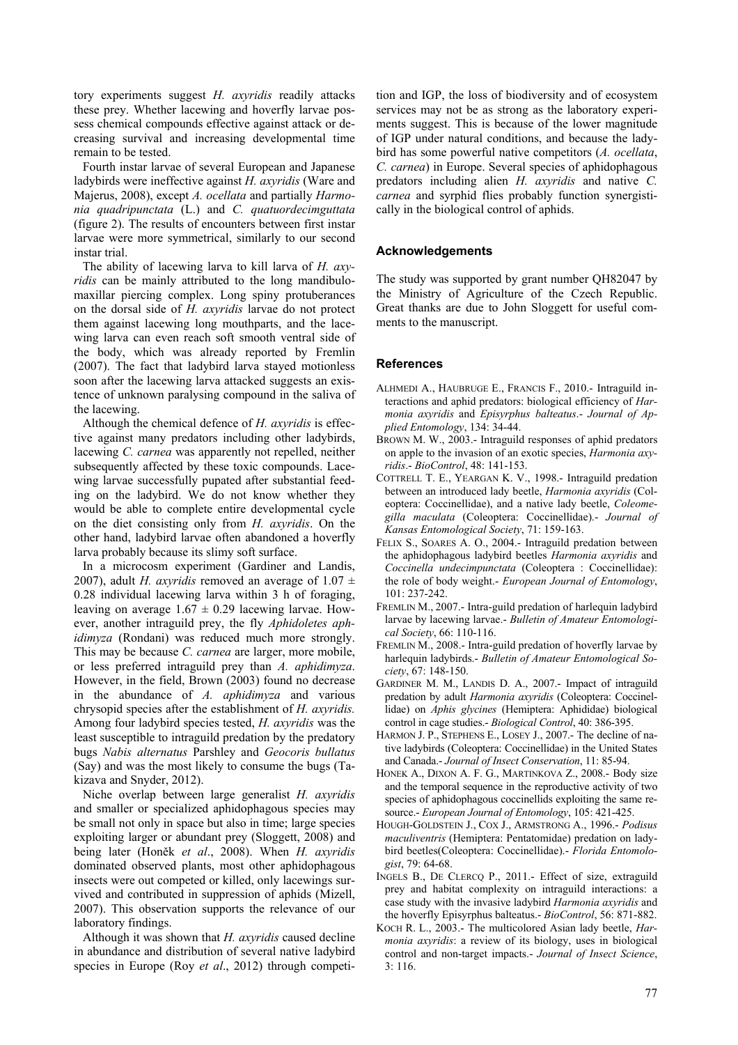tory experiments suggest *H. axyridis* readily attacks these prey. Whether lacewing and hoverfly larvae possess chemical compounds effective against attack or decreasing survival and increasing developmental time remain to be tested.

Fourth instar larvae of several European and Japanese ladybirds were ineffective against *H. axyridis* (Ware and Majerus, 2008), except *A. ocellata* and partially *Harmonia quadripunctata* (L.) and *C. quatuordecimguttata* (figure 2). The results of encounters between first instar larvae were more symmetrical, similarly to our second instar trial.

The ability of lacewing larva to kill larva of *H. axyridis* can be mainly attributed to the long mandibulo-maxillar piercing complex. Long spiny protuberances on the dorsal side of *H. axyridis* larvae do not protect them against lacewing long mouthparts, and the lacewing larva can even reach soft smooth ventral side of the body, which was already reported by Fremlin (2007). The fact that ladybird larva stayed motionless soon after the lacewing larva attacked suggests an existence of unknown paralysing compound in the saliva of the lacewing.

Although the chemical defence of *H. axyridis* is effective against many predators including other ladybirds, lacewing *C. carnea* was apparently not repelled, neither subsequently affected by these toxic compounds. Lacewing larvae successfully pupated after substantial feeding on the ladybird. We do not know whether they would be able to complete entire developmental cycle on the diet consisting only from *H. axyridis*. On the other hand, ladybird larvae often abandoned a hoverfly larva probably because its slimy soft surface.

In a microcosm experiment (Gardiner and Landis, 2007), adult *H. axyridis* removed an average of $1.07 \pm 0.28$ individual lacewing larva within 3 h of foraging, leaving on average $1.67 \pm 0.29$ lacewing larvae. However, another intraguild prey, the fly *Aphidoletes aphidimyza* (Rondani) was reduced much more strongly. This may be because *C. carnea* are larger, more mobile, or less preferred intraguild prey than *A. aphidimyza*. However, in the field, Brown (2003) found no decrease in the abundance of *A. aphidimyza* and various chrysopid species after the establishment of *H. axyridis.* Among four ladybird species tested, *H. axyridis* was the least susceptible to intraguild predation by the predatory bugs *Nabis alternatus* Parshley and *Geocoris bullatus* (Say) and was the most likely to consume the bugs (Takizava and Snyder, 2012).

Niche overlap between large generalist *H. axyridis* and smaller or specialized aphidophagous species may be small not only in space but also in time; large species exploiting larger or abundant prey (Sloggett, 2008) and being later (Honěk *et al*., 2008). When *H. axyridis* dominated observed plants, most other aphidophagous insects were out competed or killed, only lacewings survived and contributed in suppression of aphids (Mizell, 2007). This observation supports the relevance of our laboratory findings.

Although it was shown that *H. axyridis* caused decline in abundance and distribution of several native ladybird species in Europe (Roy *et al*., 2012) through competition and IGP, the loss of biodiversity and of ecosystem services may not be as strong as the laboratory experiments suggest. This is because of the lower magnitude of IGP under natural conditions, and because the ladybird has some powerful native competitors (*A. ocellata*, *C. carnea*) in Europe. Several species of aphidophagous predators including alien *H. axyridis* and native *C. carnea* and syrphid flies probably function synergistically in the biological control of aphids.

## Acknowledgements

The study was supported by grant number QH82047 by the Ministry of Agriculture of the Czech Republic. Great thanks are due to John Sloggett for useful comments to the manuscript.

## References

ALHMEDI A., HAUBRUGE E., FRANCIS F., 2010.- Intraguild interactions and aphid predators: biological efficiency of *Harmonia axyridis* and *Episyrphus balteatus*.- *Journal of Applied Entomology*, 134: 34-44.

BROWN M. W., 2003.- Intraguild responses of aphid predators on apple to the invasion of an exotic species, *Harmonia axyridis*.- *BioControl*, 48: 141-153.

COTTRELL T. E., YEARGAN K. V., 1998.- Intraguild predation between an introduced lady beetle, *Harmonia axyridis* (Coleoptera: Coccinellidae), and a native lady beetle, *Coleomegilla maculata* (Coleoptera: Coccinellidae).- *Journal of Kansas Entomological Society*, 71: 159-163.

FELIX S., SOARES A. O., 2004.- Intraguild predation between the aphidophagous ladybird beetles *Harmonia axyridis* and *Coccinella undecimpunctata* (Coleoptera : Coccinellidae): the role of body weight.- *European Journal of Entomology*, 101: 237-242.

FREMLIN M., 2007.- Intra-guild predation of harlequin ladybird larvae by lacewing larvae.- *Bulletin of Amateur Entomological Society*, 66: 110-116.

FREMLIN M., 2008.- Intra-guild predation of hoverfly larvae by harlequin ladybirds.- *Bulletin of Amateur Entomological Society*, 67: 148-150.

GARDINER M. M., LANDIS D. A., 2007.- Impact of intraguild predation by adult *Harmonia axyridis* (Coleoptera: Coccinellidae) on *Aphis glycines* (Hemiptera: Aphididae) biological control in cage studies.- *Biological Control*, 40: 386-395.

HARMON J. P., STEPHENS E., LOSEY J., 2007.- The decline of native ladybirds (Coleoptera: Coccinellidae) in the United States and Canada.- *Journal of Insect Conservation*, 11: 85-94.

HONEK A., DIXON A. F. G., MARTINKOVA Z., 2008.- Body size and the temporal sequence in the reproductive activity of two species of aphidophagous coccinellids exploiting the same resource.- *European Journal of Entomology*, 105: 421-425.

HOUGH-GOLDSTEIN J., COX J., ARMSTRONG A., 1996.- *Podisus maculiventris* (Hemiptera: Pentatomidae) predation on ladybird beetles(Coleoptera: Coccinellidae).- *Florida Entomologist*, 79: 64-68.

INGELS B., DE CLERCQ P., 2011.- Effect of size, extraguild prey and habitat complexity on intraguild interactions: a case study with the invasive ladybird *Harmonia axyridis* and the hoverfly Episyrphus balteatus.- *BioControl*, 56: 871-882.

KOCH R. L., 2003.- The multicolored Asian lady beetle, *Harmonia axyridis*: a review of its biology, uses in biological control and non-target impacts.- *Journal of Insect Science*, 3: 116.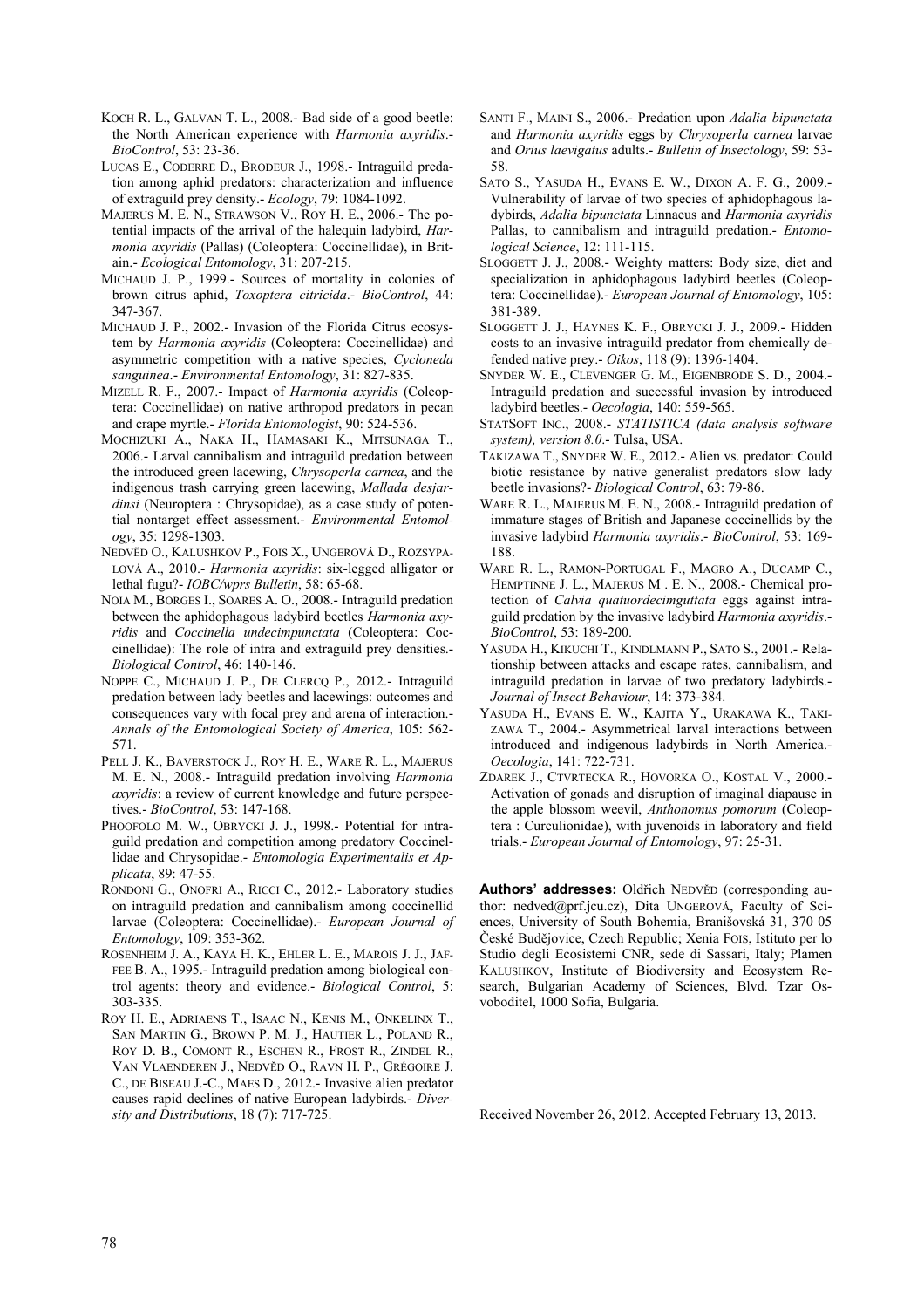KOCH R. L., GALVAN T. L., 2008.- Bad side of a good beetle: the North American experience with *Harmonia axyridis*.- *BioControl*, 53: 23-36.

LUCAS E., CODERRE D., BRODEUR J., 1998.- Intraguild predation among aphid predators: characterization and influence of extraguild prey density.- *Ecology*, 79: 1084-1092.

MAJERUS M. E. N., STRAWSON V., ROY H. E., 2006.- The potential impacts of the arrival of the halequin ladybird, *Harmonia axyridis* (Pallas) (Coleoptera: Coccinellidae), in Britain.- *Ecological Entomology*, 31: 207-215.

MICHAUD J. P., 1999.- Sources of mortality in colonies of brown citrus aphid, *Toxoptera citricida*.- *BioControl*, 44: 347-367.

MICHAUD J. P., 2002.- Invasion of the Florida Citrus ecosystem by *Harmonia axyridis* (Coleoptera: Coccinellidae) and asymmetric competition with a native species, *Cycloneda sanguinea*.- *Environmental Entomology*, 31: 827-835.

MIZELL R. F., 2007.- Impact of *Harmonia axyridis* (Coleoptera: Coccinellidae) on native arthropod predators in pecan and crape myrtle.- *Florida Entomologist*, 90: 524-536.

MOCHIZUKI A., NAKA H., HAMASAKI K., MITSUNAGA T., 2006.- Larval cannibalism and intraguild predation between the introduced green lacewing, *Chrysoperla carnea*, and the indigenous trash carrying green lacewing, *Mallada desjardinsi* (Neuroptera : Chrysopidae), as a case study of potential nontarget effect assessment.- *Environmental Entomology*, 35: 1298-1303.

NEDVĚD O., KALUSHKOV P., FOIS X., UNGEROVÁ D., ROZSYPALOVÁ A., 2010.- *Harmonia axyridis*: six-legged alligator or lethal fugu?- *IOBC/wprs Bulletin*, 58: 65-68.

NOIA M., BORGES I., SOARES A. O., 2008.- Intraguild predation between the aphidophagous ladybird beetles *Harmonia axyridis* and *Coccinella undecimpunctata* (Coleoptera: Coccinellidae): The role of intra and extraguild prey densities.- *Biological Control*, 46: 140-146.

NOPPE C., MICHAUD J. P., DE CLERCQ P., 2012.- Intraguild predation between lady beetles and lacewings: outcomes and consequences vary with focal prey and arena of interaction.- *Annals of the Entomological Society of America*, 105: 562-571.

PELL J. K., BAVERSTOCK J., ROY H. E., WARE R. L., MAJERUS M. E. N., 2008.- Intraguild predation involving *Harmonia axyridis*: a review of current knowledge and future perspectives.- *BioControl*, 53: 147-168.

PHOOFOLO M. W., OBRYCKI J. J., 1998.- Potential for intraguild predation and competition among predatory Coccinellidae and Chrysopidae.- *Entomologia Experimentalis et Applicata*, 89: 47-55.

RONDONI G., ONOFRI A., RICCI C., 2012.- Laboratory studies on intraguild predation and cannibalism among coccinellid larvae (Coleoptera: Coccinellidae).- *European Journal of Entomology*, 109: 353-362.

ROSENHEIM J. A., KAYA H. K., EHLER L. E., MAROIS J. J., JAFFEE B. A., 1995.- Intraguild predation among biological control agents: theory and evidence.- *Biological Control*, 5: 303-335.

ROY H. E., ADRIAENS T., ISAAC N., KENIS M., ONKELINX T., SAN MARTIN G., BROWN P. M. J., HAUTIER L., POLAND R., ROY D. B., COMONT R., ESCHEN R., FROST R., ZINDEL R., VAN VLAENDEREN J., NEDVĚD O., RAVN H. P., GRÉGOIRE J. C., DE BISEAU J.-C., MAES D., 2012.- Invasive alien predator causes rapid declines of native European ladybirds.- *Diversity and Distributions*, 18 (7): 717-725.

SANTI F., MAINI S., 2006.- Predation upon *Adalia bipunctata* and *Harmonia axyridis* eggs by *Chrysoperla carnea* larvae and *Orius laevigatus* adults.- *Bulletin of Insectology*, 59: 53-58.

SATO S., YASUDA H., EVANS E. W., DIXON A. F. G., 2009.- Vulnerability of larvae of two species of aphidophagous ladybirds, *Adalia bipunctata* Linnaeus and *Harmonia axyridis* Pallas, to cannibalism and intraguild predation.- *Entomological Science*, 12: 111-115.

SLOGGETT J. J., 2008.- Weighty matters: Body size, diet and specialization in aphidophagous ladybird beetles (Coleoptera: Coccinellidae).- *European Journal of Entomology*, 105: 381-389.

SLOGGETT J. J., HAYNES K. F., OBRYCKI J. J., 2009.- Hidden costs to an invasive intraguild predator from chemically defended native prey.- *Oikos*, 118 (9): 1396-1404.

SNYDER W. E., CLEVENGER G. M., EIGENBRODE S. D., 2004.- Intraguild predation and successful invasion by introduced ladybird beetles.- *Oecologia*, 140: 559-565.

STATSOFT INC., 2008.- *STATISTICA (data analysis software system), version 8.0*.- Tulsa, USA.

TAKIZAWA T., SNYDER W. E., 2012.- Alien vs. predator: Could biotic resistance by native generalist predators slow lady beetle invasions?- *Biological Control*, 63: 79-86.

WARE R. L., MAJERUS M. E. N., 2008.- Intraguild predation of immature stages of British and Japanese coccinellids by the invasive ladybird *Harmonia axyridis*.- *BioControl*, 53: 169-188.

WARE R. L., RAMON-PORTUGAL F., MAGRO A., DUCAMP C., HEMPTINNE J. L., MAJERUS M . E. N., 2008.- Chemical protection of *Calvia quatuordecimguttata* eggs against intraguild predation by the invasive ladybird *Harmonia axyridis*.- *BioControl*, 53: 189-200.

YASUDA H., KIKUCHI T., KINDLMANN P., SATO S., 2001.- Relationship between attacks and escape rates, cannibalism, and intraguild predation in larvae of two predatory ladybirds.- *Journal of Insect Behaviour*, 14: 373-384.

YASUDA H., EVANS E. W., KAJITA Y., URAKAWA K., TAKIZAWA T., 2004.- Asymmetrical larval interactions between introduced and indigenous ladybirds in North America.- *Oecologia*, 141: 722-731.

ZDAREK J., CTVRTECKA R., HOVORKA O., KOSTAL V., 2000.- Activation of gonads and disruption of imaginal diapause in the apple blossom weevil, *Anthonomus pomorum* (Coleoptera : Curculionidae), with juvenoids in laboratory and field trials.- *European Journal of Entomology*, 97: 25-31.

**Authors' addresses:** Oldřich NEDVĚD (corresponding author: nedved@prf.jcu.cz), Dita UNGEROVÁ, Faculty of Sciences, University of South Bohemia, Branišovská 31, 370 05 České Budějovice, Czech Republic; Xenia FOIS, Istituto per lo Studio degli Ecosistemi CNR, sede di Sassari, Italy; Plamen KALUSHKOV, Institute of Biodiversity and Ecosystem Research, Bulgarian Academy of Sciences, Blvd. Tzar Osvoboditel, 1000 Sofia, Bulgaria.

Received November 26, 2012. Accepted February 13, 2013.